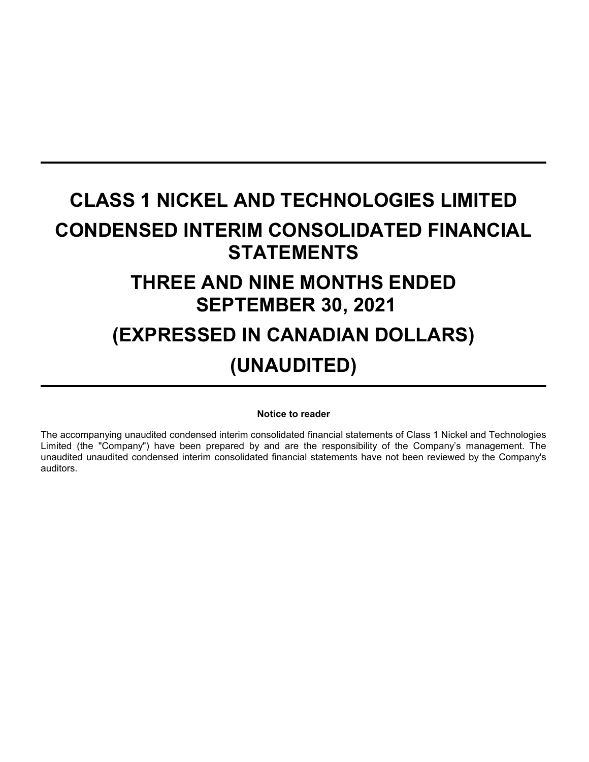# CLASS 1 NICKEL AND TECHNOLOGIES LIMITED

# CONDENSED INTERIM CONSOLIDATED FINANCIAL STATEMENTS

# THREE AND NINE MONTHS ENDED SEPTEMBER 30, 2021

# (EXPRESSED IN CANADIAN DOLLARS)

# (UNAUDITED)

**Notice to reader**

The accompanying unaudited condensed interim consolidated financial statements of Class 1 Nickel and Technologies Limited (the "Company") have been prepared by and are the responsibility of the Company's management. The unaudited unaudited condensed interim consolidated financial statements have not been reviewed by the Company's auditors.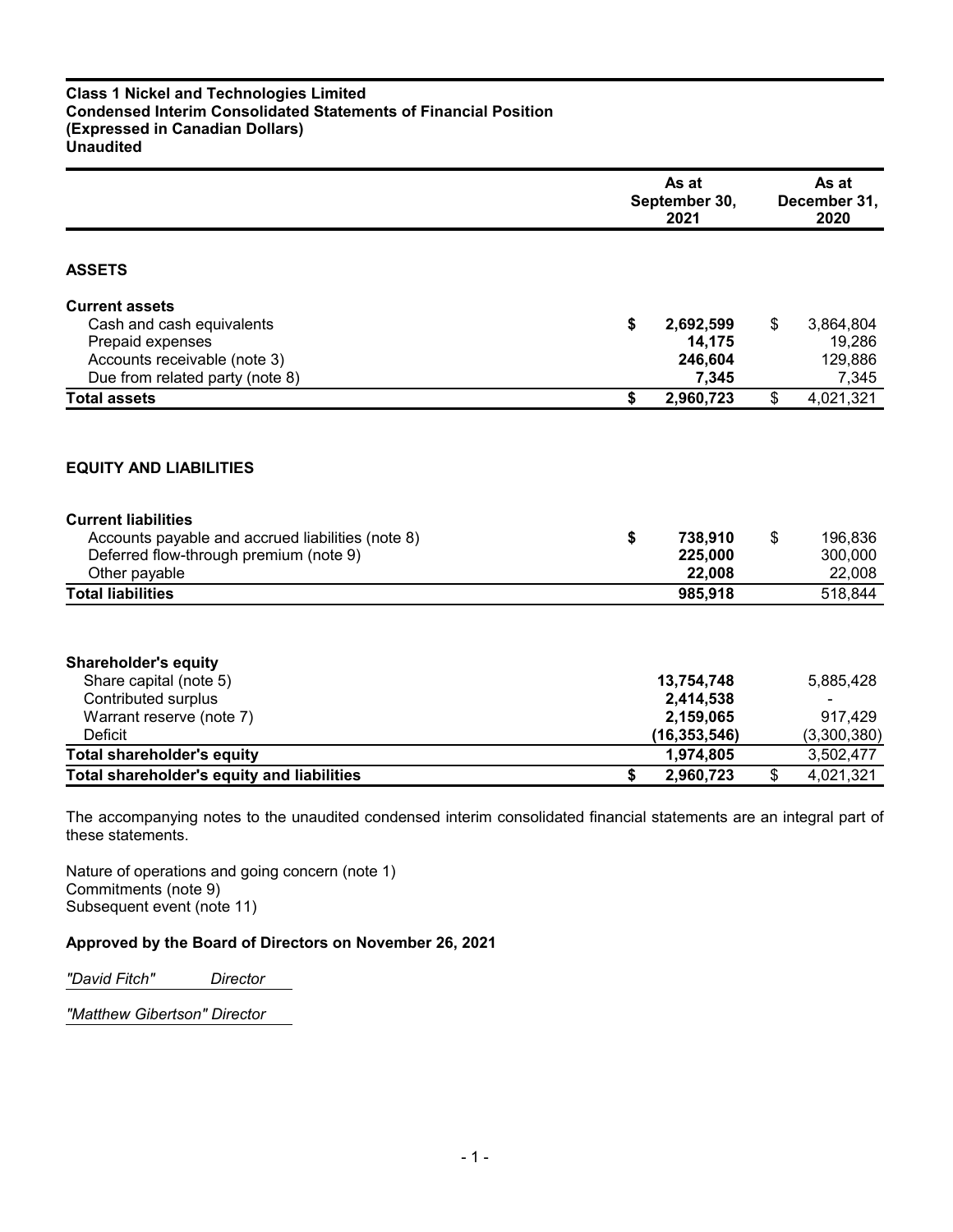**Class 1 Nickel and Technologies Limited**
**Condensed Interim Consolidated Statements of Financial Position**
**(Expressed in Canadian Dollars)**
**Unaudited**

| | As at September 30, 2021 | As at December 31, 2020 |
|---|---|---|
| **ASSETS** | | |
| **Current assets** | | |
| Cash and cash equivalents | **$ 2,692,599** | $ 3,864,804 |
| Prepaid expenses | **14,175** | 19,286 |
| Accounts receivable (note 3) | **246,604** | 129,886 |
| Due from related party (note 8) | **7,345** | 7,345 |
| **Total assets** | **$ 2,960,723** | $ 4,021,321 |
| **EQUITY AND LIABILITIES** | | |
| **Current liabilities** | | |
| Accounts payable and accrued liabilities (note 8) | **$ 738,910** | $ 196,836 |
| Deferred flow-through premium (note 9) | **225,000** | 300,000 |
| Other payable | **22,008** | 22,008 |
| **Total liabilities** | **985,918** | 518,844 |
| **Shareholder's equity** | | |
| Share capital (note 5) | **13,754,748** | 5,885,428 |
| Contributed surplus | **2,414,538** | - |
| Warrant reserve (note 7) | **2,159,065** | 917,429 |
| Deficit | **(16,353,546)** | (3,300,380) |
| **Total shareholder's equity** | **1,974,805** | 3,502,477 |
| **Total shareholder's equity and liabilities** | **$ 2,960,723** | $ 4,021,321 |

The accompanying notes to the unaudited condensed interim consolidated financial statements are an integral part of these statements.

Nature of operations and going concern (note 1)
Commitments (note 9)
Subsequent event (note 11)

**Approved by the Board of Directors on November 26, 2021**

*"David Fitch" Director*

*"Matthew Gibertson" Director*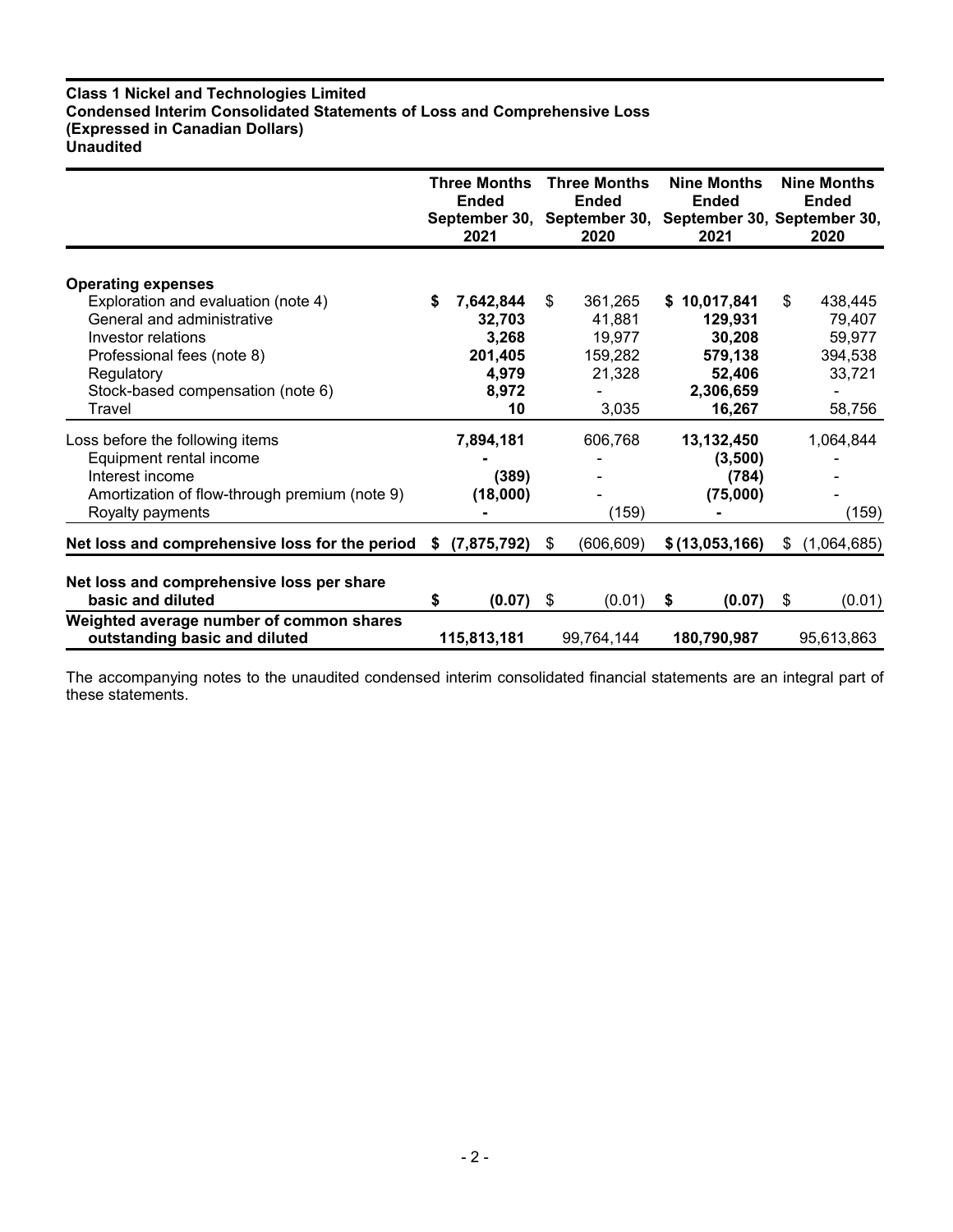**Class 1 Nickel and Technologies Limited**
**Condensed Interim Consolidated Statements of Loss and Comprehensive Loss**
**(Expressed in Canadian Dollars)**
**Unaudited**

| | Three Months Ended September 30, 2021 | Three Months Ended September 30, 2020 | Nine Months Ended September 30, 2021 | Nine Months Ended September 30, 2020 |
|---|---|---|---|---|
| **Operating expenses** | | | | |
| Exploration and evaluation (note 4) | **$ 7,642,844** | $ 361,265 | **$ 10,017,841** | $ 438,445 |
| General and administrative | **32,703** | 41,881 | **129,931** | 79,407 |
| Investor relations | **3,268** | 19,977 | **30,208** | 59,977 |
| Professional fees (note 8) | **201,405** | 159,282 | **579,138** | 394,538 |
| Regulatory | **4,979** | 21,328 | **52,406** | 33,721 |
| Stock-based compensation (note 6) | **8,972** | - | **2,306,659** | - |
| Travel | **10** | 3,035 | **16,267** | 58,756 |
| Loss before the following items | **7,894,181** | 606,768 | **13,132,450** | 1,064,844 |
| Equipment rental income | **-** | - | **(3,500)** | - |
| Interest income | **(389)** | - | **(784)** | - |
| Amortization of flow-through premium (note 9) | **(18,000)** | - | **(75,000)** | - |
| Royalty payments | **-** | (159) | **-** | (159) |
| **Net loss and comprehensive loss for the period** | **$ (7,875,792)** | $ (606,609) | **$ (13,053,166)** | $ (1,064,685) |
| **Net loss and comprehensive loss per share basic and diluted** | **$ (0.07)** | $ (0.01) | **$ (0.07)** | $ (0.01) |
| **Weighted average number of common shares outstanding basic and diluted** | **115,813,181** | 99,764,144 | **180,790,987** | 95,613,863 |

The accompanying notes to the unaudited condensed interim consolidated financial statements are an integral part of these statements.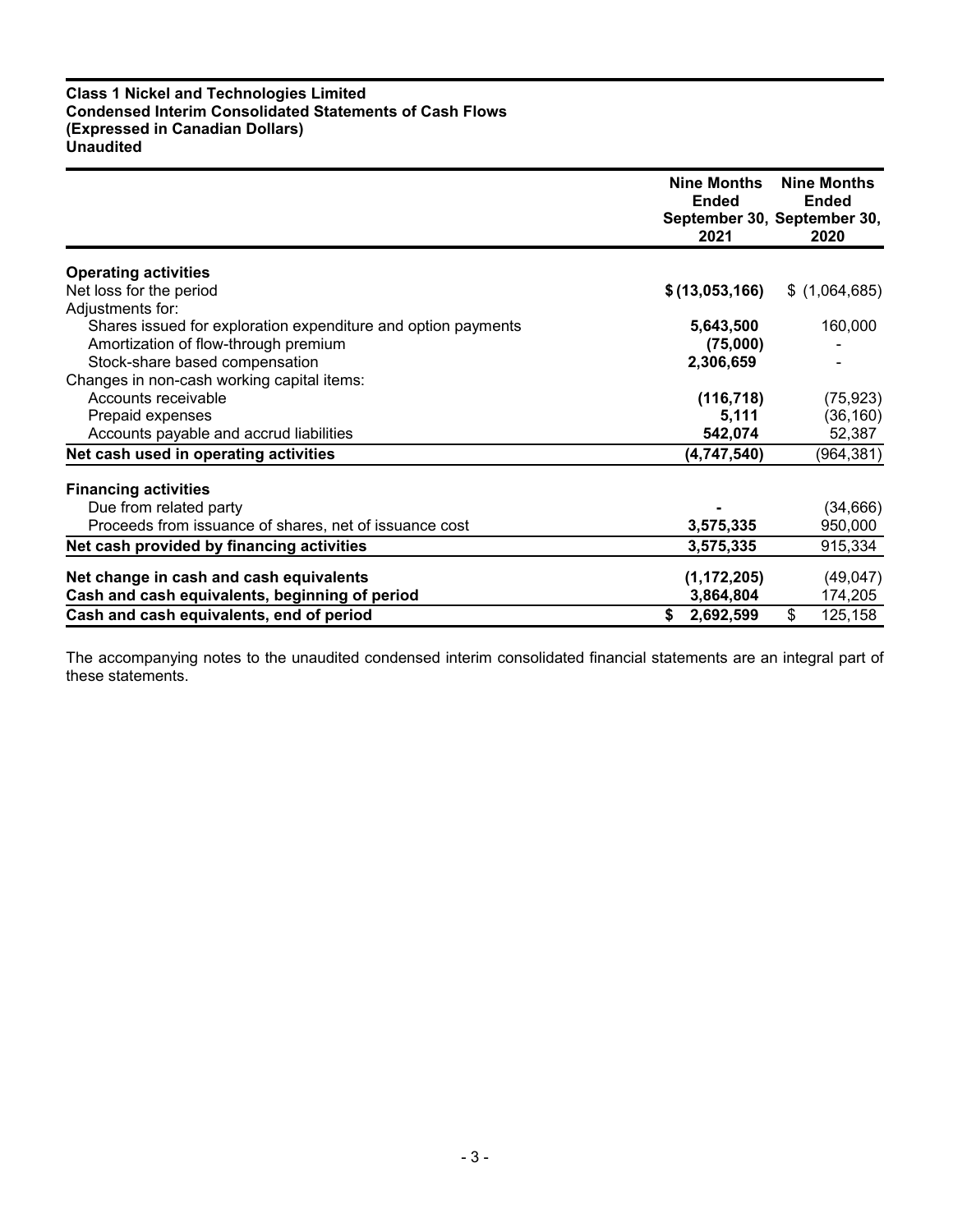**Class 1 Nickel and Technologies Limited**
**Condensed Interim Consolidated Statements of Cash Flows**
**(Expressed in Canadian Dollars)**
**Unaudited**

| | Nine Months Ended September 30, 2021 | Nine Months Ended September 30, 2020 |
|---|---|---|
| **Operating activities** | | |
| Net loss for the period | **$ (13,053,166)** | $ (1,064,685) |
| Adjustments for: | | |
| Shares issued for exploration expenditure and option payments | **5,643,500** | 160,000 |
| Amortization of flow-through premium | **(75,000)** | - |
| Stock-share based compensation | **2,306,659** | - |
| Changes in non-cash working capital items: | | |
| Accounts receivable | **(116,718)** | (75,923) |
| Prepaid expenses | **5,111** | (36,160) |
| Accounts payable and accrud liabilities | **542,074** | 52,387 |
| **Net cash used in operating activities** | **(4,747,540)** | (964,381) |
| **Financing activities** | | |
| Due from related party | **-** | (34,666) |
| Proceeds from issuance of shares, net of issuance cost | **3,575,335** | 950,000 |
| **Net cash provided by financing activities** | **3,575,335** | 915,334 |
| **Net change in cash and cash equivalents** | **(1,172,205)** | (49,047) |
| **Cash and cash equivalents, beginning of period** | **3,864,804** | 174,205 |
| **Cash and cash equivalents, end of period** | **$ 2,692,599** | $ 125,158 |

The accompanying notes to the unaudited condensed interim consolidated financial statements are an integral part of these statements.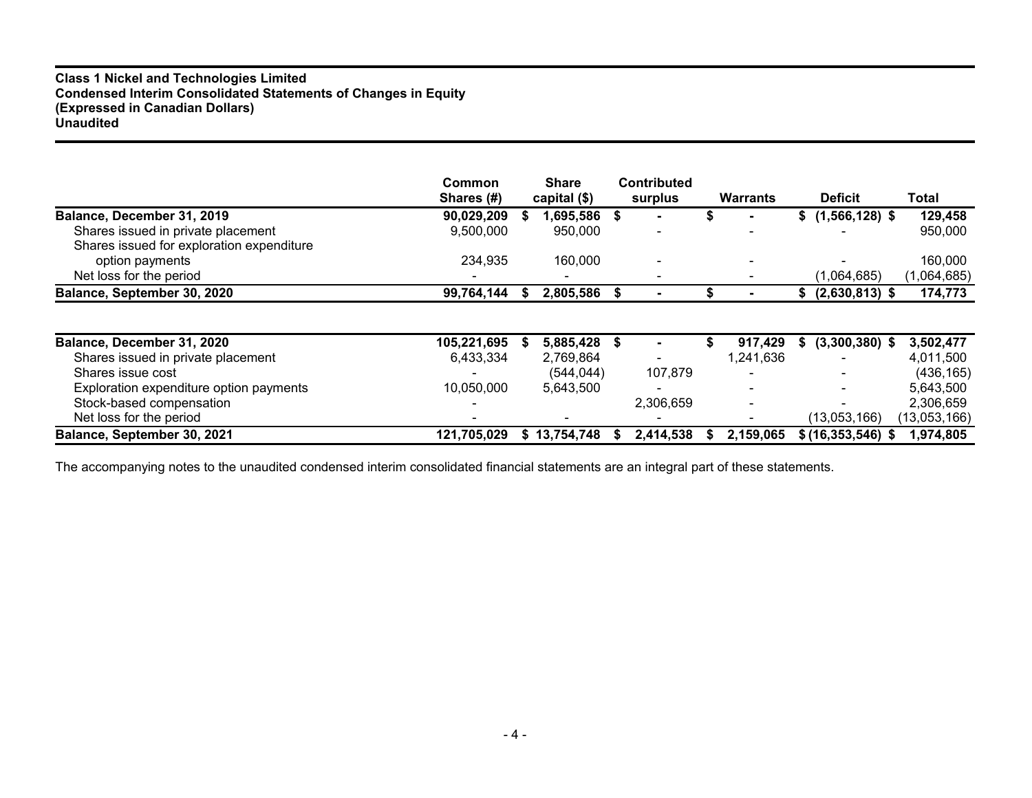**Class 1 Nickel and Technologies Limited**
**Condensed Interim Consolidated Statements of Changes in Equity**
**(Expressed in Canadian Dollars)**
**Unaudited**

| | Common Shares (#) | Share capital ($) | Contributed surplus | Warrants | Deficit | Total |
|---|---|---|---|---|---|---|
| **Balance, December 31, 2019** | **90,029,209** | **$ 1,695,586** | **$ -** | **$ -** | **$ (1,566,128)** | **$ 129,458** |
| Shares issued in private placement | 9,500,000 | 950,000 | - | - | - | 950,000 |
| Shares issued for exploration expenditure option payments | 234,935 | 160,000 | - | - | - | 160,000 |
| Net loss for the period | - | - | - | - | (1,064,685) | (1,064,685) |
| **Balance, September 30, 2020** | **99,764,144** | **$ 2,805,586** | **$ -** | **$ -** | **$ (2,630,813)** | **$ 174,773** |
| | | | | | | |
| **Balance, December 31, 2020** | **105,221,695** | **$ 5,885,428** | **$ -** | **$ 917,429** | **$ (3,300,380)** | **$ 3,502,477** |
| Shares issued in private placement | 6,433,334 | 2,769,864 | - | 1,241,636 | - | 4,011,500 |
| Shares issue cost | - | (544,044) | 107,879 | - | - | (436,165) |
| Exploration expenditure option payments | 10,050,000 | 5,643,500 | - | - | - | 5,643,500 |
| Stock-based compensation | - | | 2,306,659 | - | - | 2,306,659 |
| Net loss for the period | - | - | - | - | (13,053,166) | (13,053,166) |
| **Balance, September 30, 2021** | **121,705,029** | **$ 13,754,748** | **$ 2,414,538** | **$ 2,159,065** | **$ (16,353,546)** | **$ 1,974,805** |

The accompanying notes to the unaudited condensed interim consolidated financial statements are an integral part of these statements.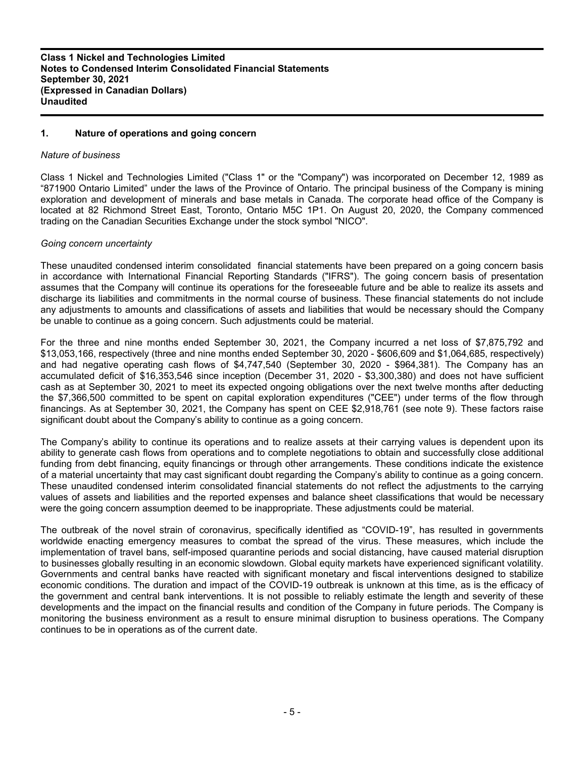**Class 1 Nickel and Technologies Limited**
**Notes to Condensed Interim Consolidated Financial Statements**
**September 30, 2021**
**(Expressed in Canadian Dollars)**
**Unaudited**

## 1. Nature of operations and going concern

*Nature of business*

Class 1 Nickel and Technologies Limited ("Class 1" or the "Company") was incorporated on December 12, 1989 as "871900 Ontario Limited" under the laws of the Province of Ontario. The principal business of the Company is mining exploration and development of minerals and base metals in Canada. The corporate head office of the Company is located at 82 Richmond Street East, Toronto, Ontario M5C 1P1. On August 20, 2020, the Company commenced trading on the Canadian Securities Exchange under the stock symbol "NICO".

*Going concern uncertainty*

These unaudited condensed interim consolidated financial statements have been prepared on a going concern basis in accordance with International Financial Reporting Standards ("IFRS"). The going concern basis of presentation assumes that the Company will continue its operations for the foreseeable future and be able to realize its assets and discharge its liabilities and commitments in the normal course of business. These financial statements do not include any adjustments to amounts and classifications of assets and liabilities that would be necessary should the Company be unable to continue as a going concern. Such adjustments could be material.

For the three and nine months ended September 30, 2021, the Company incurred a net loss of $7,875,792 and $13,053,166, respectively (three and nine months ended September 30, 2020 - $606,609 and $1,064,685, respectively) and had negative operating cash flows of $4,747,540 (September 30, 2020 - $964,381). The Company has an accumulated deficit of $16,353,546 since inception (December 31, 2020 - $3,300,380) and does not have sufficient cash as at September 30, 2021 to meet its expected ongoing obligations over the next twelve months after deducting the $7,366,500 committed to be spent on capital exploration expenditures ("CEE") under terms of the flow through financings. As at September 30, 2021, the Company has spent on CEE $2,918,761 (see note 9). These factors raise significant doubt about the Company's ability to continue as a going concern.

The Company's ability to continue its operations and to realize assets at their carrying values is dependent upon its ability to generate cash flows from operations and to complete negotiations to obtain and successfully close additional funding from debt financing, equity financings or through other arrangements. These conditions indicate the existence of a material uncertainty that may cast significant doubt regarding the Company's ability to continue as a going concern. These unaudited condensed interim consolidated financial statements do not reflect the adjustments to the carrying values of assets and liabilities and the reported expenses and balance sheet classifications that would be necessary were the going concern assumption deemed to be inappropriate. These adjustments could be material.

The outbreak of the novel strain of coronavirus, specifically identified as "COVID-19", has resulted in governments worldwide enacting emergency measures to combat the spread of the virus. These measures, which include the implementation of travel bans, self-imposed quarantine periods and social distancing, have caused material disruption to businesses globally resulting in an economic slowdown. Global equity markets have experienced significant volatility. Governments and central banks have reacted with significant monetary and fiscal interventions designed to stabilize economic conditions. The duration and impact of the COVID-19 outbreak is unknown at this time, as is the efficacy of the government and central bank interventions. It is not possible to reliably estimate the length and severity of these developments and the impact on the financial results and condition of the Company in future periods. The Company is monitoring the business environment as a result to ensure minimal disruption to business operations. The Company continues to be in operations as of the current date.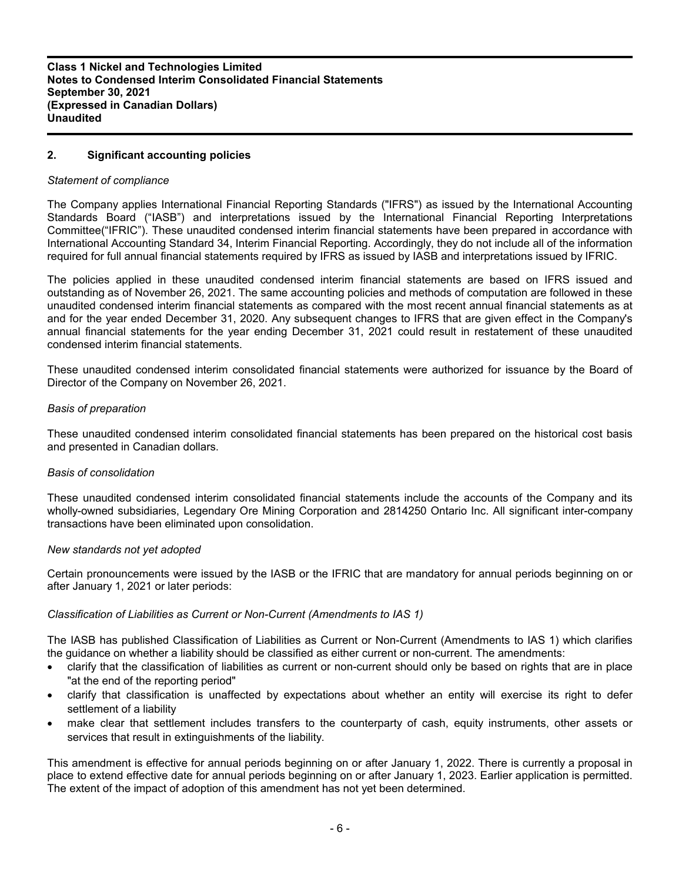## 2. Significant accounting policies

*Statement of compliance*

The Company applies International Financial Reporting Standards ("IFRS") as issued by the International Accounting Standards Board ("IASB") and interpretations issued by the International Financial Reporting Interpretations Committee("IFRIC"). These unaudited condensed interim financial statements have been prepared in accordance with International Accounting Standard 34, Interim Financial Reporting. Accordingly, they do not include all of the information required for full annual financial statements required by IFRS as issued by IASB and interpretations issued by IFRIC.

The policies applied in these unaudited condensed interim financial statements are based on IFRS issued and outstanding as of November 26, 2021. The same accounting policies and methods of computation are followed in these unaudited condensed interim financial statements as compared with the most recent annual financial statements as at and for the year ended December 31, 2020. Any subsequent changes to IFRS that are given effect in the Company's annual financial statements for the year ending December 31, 2021 could result in restatement of these unaudited condensed interim financial statements.

These unaudited condensed interim consolidated financial statements were authorized for issuance by the Board of Director of the Company on November 26, 2021.

*Basis of preparation*

These unaudited condensed interim consolidated financial statements has been prepared on the historical cost basis and presented in Canadian dollars.

*Basis of consolidation*

These unaudited condensed interim consolidated financial statements include the accounts of the Company and its wholly-owned subsidiaries, Legendary Ore Mining Corporation and 2814250 Ontario Inc. All significant inter-company transactions have been eliminated upon consolidation.

*New standards not yet adopted*

Certain pronouncements were issued by the IASB or the IFRIC that are mandatory for annual periods beginning on or after January 1, 2021 or later periods:

*Classification of Liabilities as Current or Non-Current (Amendments to IAS 1)*

The IASB has published Classification of Liabilities as Current or Non-Current (Amendments to IAS 1) which clarifies the guidance on whether a liability should be classified as either current or non-current. The amendments:

- clarify that the classification of liabilities as current or non-current should only be based on rights that are in place "at the end of the reporting period"
- clarify that classification is unaffected by expectations about whether an entity will exercise its right to defer settlement of a liability
- make clear that settlement includes transfers to the counterparty of cash, equity instruments, other assets or services that result in extinguishments of the liability.

This amendment is effective for annual periods beginning on or after January 1, 2022. There is currently a proposal in place to extend effective date for annual periods beginning on or after January 1, 2023. Earlier application is permitted. The extent of the impact of adoption of this amendment has not yet been determined.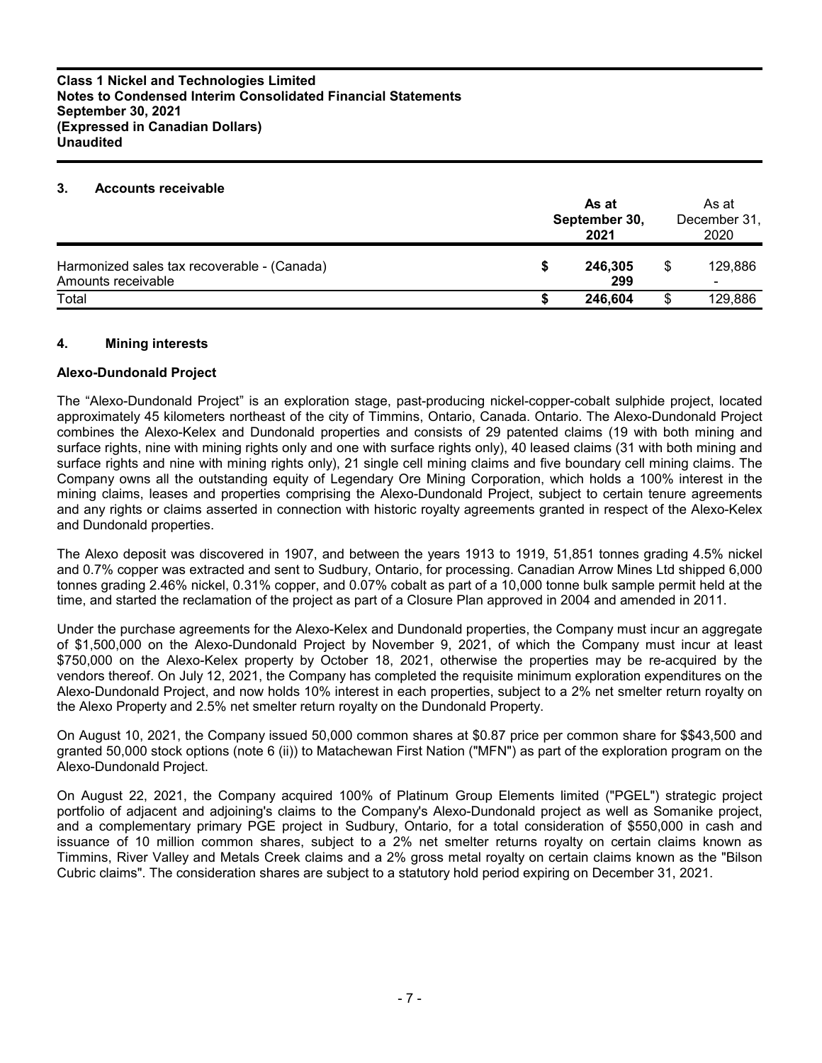## 3. Accounts receivable

| | As at September 30, 2021 | As at December 31, 2020 |
|---|---|---|
| Harmonized sales tax recoverable - (Canada) | $ 246,305 | $ 129,886 |
| Amounts receivable | 299 | - |
| Total | $ 246,604 | $ 129,886 |

## 4. Mining interests

### Alexo-Dundonald Project

The "Alexo-Dundonald Project" is an exploration stage, past-producing nickel-copper-cobalt sulphide project, located approximately 45 kilometers northeast of the city of Timmins, Ontario, Canada. Ontario. The Alexo-Dundonald Project combines the Alexo-Kelex and Dundonald properties and consists of 29 patented claims (19 with both mining and surface rights, nine with mining rights only and one with surface rights only), 40 leased claims (31 with both mining and surface rights and nine with mining rights only), 21 single cell mining claims and five boundary cell mining claims. The Company owns all the outstanding equity of Legendary Ore Mining Corporation, which holds a 100% interest in the mining claims, leases and properties comprising the Alexo-Dundonald Project, subject to certain tenure agreements and any rights or claims asserted in connection with historic royalty agreements granted in respect of the Alexo-Kelex and Dundonald properties.

The Alexo deposit was discovered in 1907, and between the years 1913 to 1919, 51,851 tonnes grading 4.5% nickel and 0.7% copper was extracted and sent to Sudbury, Ontario, for processing. Canadian Arrow Mines Ltd shipped 6,000 tonnes grading 2.46% nickel, 0.31% copper, and 0.07% cobalt as part of a 10,000 tonne bulk sample permit held at the time, and started the reclamation of the project as part of a Closure Plan approved in 2004 and amended in 2011.

Under the purchase agreements for the Alexo-Kelex and Dundonald properties, the Company must incur an aggregate of $1,500,000 on the Alexo-Dundonald Project by November 9, 2021, of which the Company must incur at least $750,000 on the Alexo-Kelex property by October 18, 2021, otherwise the properties may be re-acquired by the vendors thereof. On July 12, 2021, the Company has completed the requisite minimum exploration expenditures on the Alexo-Dundonald Project, and now holds 10% interest in each properties, subject to a 2% net smelter return royalty on the Alexo Property and 2.5% net smelter return royalty on the Dundonald Property.

On August 10, 2021, the Company issued 50,000 common shares at $0.87 price per common share for $$43,500 and granted 50,000 stock options (note 6 (ii)) to Matachewan First Nation ("MFN") as part of the exploration program on the Alexo-Dundonald Project.

On August 22, 2021, the Company acquired 100% of Platinum Group Elements limited ("PGEL") strategic project portfolio of adjacent and adjoining's claims to the Company's Alexo-Dundonald project as well as Somanike project, and a complementary primary PGE project in Sudbury, Ontario, for a total consideration of $550,000 in cash and issuance of 10 million common shares, subject to a 2% net smelter returns royalty on certain claims known as Timmins, River Valley and Metals Creek claims and a 2% gross metal royalty on certain claims known as the "Bilson Cubric claims". The consideration shares are subject to a statutory hold period expiring on December 31, 2021.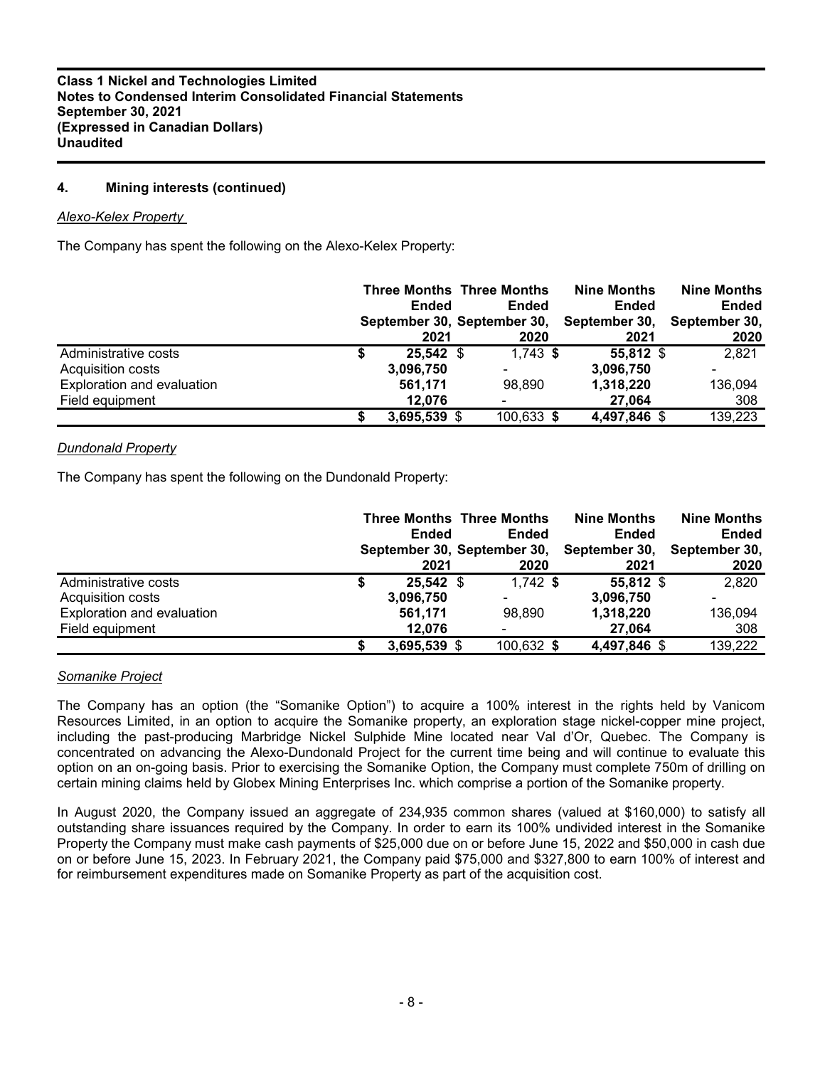## 4. Mining interests (continued)

*Alexo-Kelex Property*

The Company has spent the following on the Alexo-Kelex Property:

| | Three Months Ended September 30, 2021 | Three Months Ended September 30, 2020 | Nine Months Ended September 30, 2021 | Nine Months Ended September 30, 2020 |
|---|---|---|---|---|
| Administrative costs | **$ 25,542** | $ 1,743 | **$ 55,812** | $ 2,821 |
| Acquisition costs | **3,096,750** | - | **3,096,750** | - |
| Exploration and evaluation | **561,171** | 98,890 | **1,318,220** | 136,094 |
| Field equipment | **12,076** | - | **27,064** | 308 |
| | **$ 3,695,539** | $ 100,633 | **$ 4,497,846** | $ 139,223 |

*Dundonald Property*

The Company has spent the following on the Dundonald Property:

| | Three Months Ended September 30, 2021 | Three Months Ended September 30, 2020 | Nine Months Ended September 30, 2021 | Nine Months Ended September 30, 2020 |
|---|---|---|---|---|
| Administrative costs | **$ 25,542** | $ 1,742 | **$ 55,812** | $ 2,820 |
| Acquisition costs | **3,096,750** | - | **3,096,750** | - |
| Exploration and evaluation | **561,171** | 98,890 | **1,318,220** | 136,094 |
| Field equipment | **12,076** | - | **27,064** | 308 |
| | **$ 3,695,539** | $ 100,632 | **$ 4,497,846** | $ 139,222 |

*Somanike Project*

The Company has an option (the "Somanike Option") to acquire a 100% interest in the rights held by Vanicom Resources Limited, in an option to acquire the Somanike property, an exploration stage nickel-copper mine project, including the past-producing Marbridge Nickel Sulphide Mine located near Val d'Or, Quebec. The Company is concentrated on advancing the Alexo-Dundonald Project for the current time being and will continue to evaluate this option on an on-going basis. Prior to exercising the Somanike Option, the Company must complete 750m of drilling on certain mining claims held by Globex Mining Enterprises Inc. which comprise a portion of the Somanike property.

In August 2020, the Company issued an aggregate of 234,935 common shares (valued at $160,000) to satisfy all outstanding share issuances required by the Company. In order to earn its 100% undivided interest in the Somanike Property the Company must make cash payments of $25,000 due on or before June 15, 2022 and $50,000 in cash due on or before June 15, 2023. In February 2021, the Company paid $75,000 and $327,800 to earn 100% of interest and for reimbursement expenditures made on Somanike Property as part of the acquisition cost.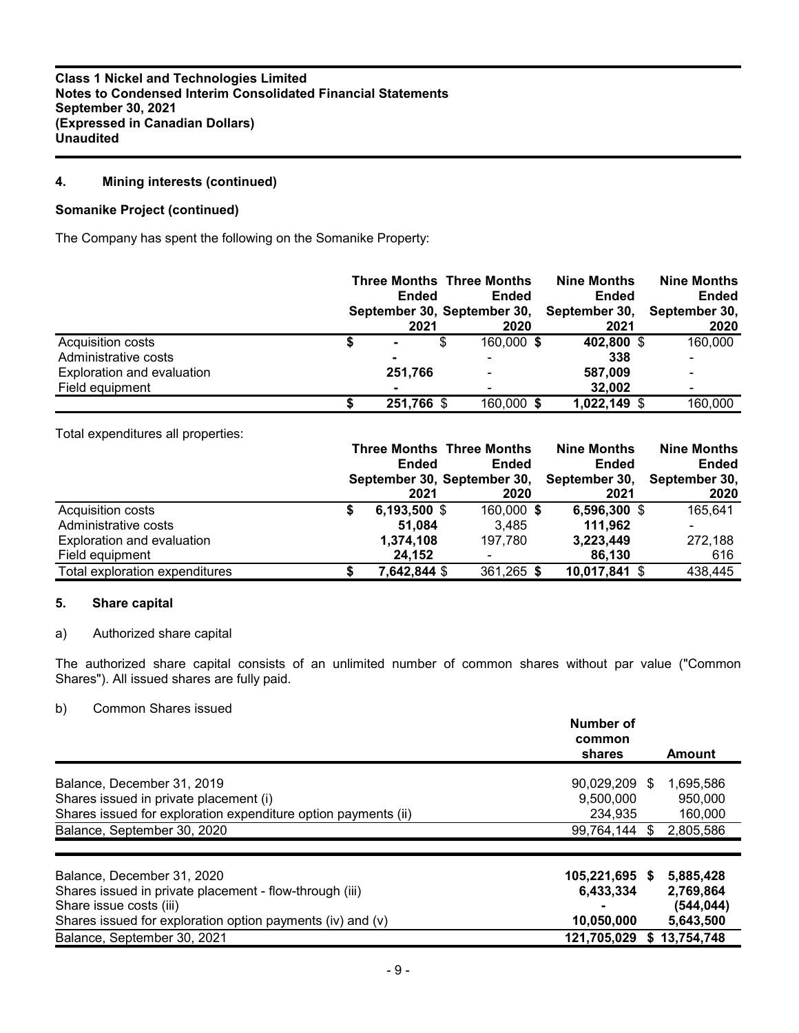## 4. Mining interests (continued)

### Somanike Project (continued)

The Company has spent the following on the Somanike Property:

| | Three Months Ended September 30, 2021 | Three Months Ended September 30, 2020 | Nine Months Ended September 30, 2021 | Nine Months Ended September 30, 2020 |
|---|---|---|---|---|
| Acquisition costs | $ - | $ 160,000 | $ 402,800 | $ 160,000 |
| Administrative costs | - | - | 338 | - |
| Exploration and evaluation | 251,766 | - | 587,009 | - |
| Field equipment | - | - | 32,002 | - |
| | $ 251,766 | $ 160,000 | $ 1,022,149 | $ 160,000 |

Total expenditures all properties:

| | Three Months Ended September 30, 2021 | Three Months Ended September 30, 2020 | Nine Months Ended September 30, 2021 | Nine Months Ended September 30, 2020 |
|---|---|---|---|---|
| Acquisition costs | $ 6,193,500 | $ 160,000 | $ 6,596,300 | $ 165,641 |
| Administrative costs | 51,084 | 3,485 | 111,962 | - |
| Exploration and evaluation | 1,374,108 | 197,780 | 3,223,449 | 272,188 |
| Field equipment | 24,152 | - | 86,130 | 616 |
| Total exploration expenditures | $ 7,642,844 | $ 361,265 | $ 10,017,841 | $ 438,445 |

## 5. Share capital

a) Authorized share capital

The authorized share capital consists of an unlimited number of common shares without par value ("Common Shares"). All issued shares are fully paid.

b) Common Shares issued

| | Number of common shares | Amount |
|---|---|---|
| Balance, December 31, 2019 | 90,029,209 | $ 1,695,586 |
| Shares issued in private placement (i) | 9,500,000 | 950,000 |
| Shares issued for exploration expenditure option payments (ii) | 234,935 | 160,000 |
| Balance, September 30, 2020 | 99,764,144 | $ 2,805,586 |
| | | |
| Balance, December 31, 2020 | 105,221,695 | $ 5,885,428 |
| Shares issued in private placement - flow-through (iii) | 6,433,334 | 2,769,864 |
| Share issue costs (iii) | - | (544,044) |
| Shares issued for exploration option payments (iv) and (v) | 10,050,000 | 5,643,500 |
| Balance, September 30, 2021 | 121,705,029 | $ 13,754,748 |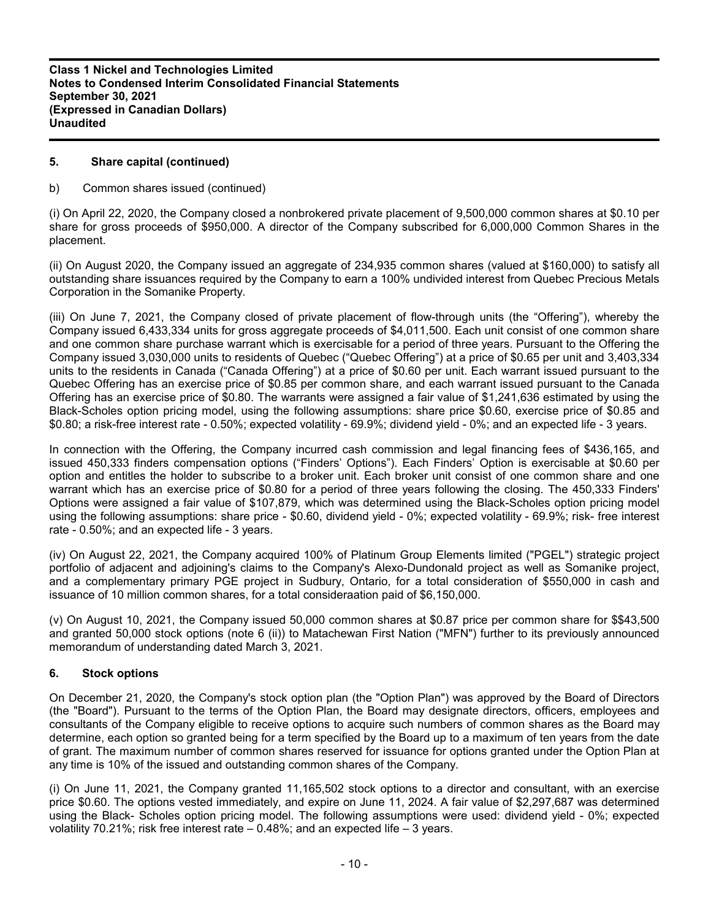## 5. Share capital (continued)

b) Common shares issued (continued)

(i) On April 22, 2020, the Company closed a nonbrokered private placement of 9,500,000 common shares at $0.10 per share for gross proceeds of $950,000. A director of the Company subscribed for 6,000,000 Common Shares in the placement.

(ii) On August 2020, the Company issued an aggregate of 234,935 common shares (valued at $160,000) to satisfy all outstanding share issuances required by the Company to earn a 100% undivided interest from Quebec Precious Metals Corporation in the Somanike Property.

(iii) On June 7, 2021, the Company closed of private placement of flow-through units (the "Offering"), whereby the Company issued 6,433,334 units for gross aggregate proceeds of $4,011,500. Each unit consist of one common share and one common share purchase warrant which is exercisable for a period of three years. Pursuant to the Offering the Company issued 3,030,000 units to residents of Quebec ("Quebec Offering") at a price of $0.65 per unit and 3,403,334 units to the residents in Canada ("Canada Offering") at a price of $0.60 per unit. Each warrant issued pursuant to the Quebec Offering has an exercise price of $0.85 per common share, and each warrant issued pursuant to the Canada Offering has an exercise price of $0.80. The warrants were assigned a fair value of $1,241,636 estimated by using the Black-Scholes option pricing model, using the following assumptions: share price $0.60, exercise price of $0.85 and $0.80; a risk-free interest rate - 0.50%; expected volatility - 69.9%; dividend yield - 0%; and an expected life - 3 years.

In connection with the Offering, the Company incurred cash commission and legal financing fees of $436,165, and issued 450,333 finders compensation options ("Finders' Options"). Each Finders' Option is exercisable at $0.60 per option and entitles the holder to subscribe to a broker unit. Each broker unit consist of one common share and one warrant which has an exercise price of $0.80 for a period of three years following the closing. The 450,333 Finders' Options were assigned a fair value of $107,879, which was determined using the Black-Scholes option pricing model using the following assumptions: share price - $0.60, dividend yield - 0%; expected volatility - 69.9%; risk- free interest rate - 0.50%; and an expected life - 3 years.

(iv) On August 22, 2021, the Company acquired 100% of Platinum Group Elements limited ("PGEL") strategic project portfolio of adjacent and adjoining's claims to the Company's Alexo-Dundonald project as well as Somanike project, and a complementary primary PGE project in Sudbury, Ontario, for a total consideration of $550,000 in cash and issuance of 10 million common shares, for a total consideraation paid of $6,150,000.

(v) On August 10, 2021, the Company issued 50,000 common shares at $0.87 price per common share for $$43,500 and granted 50,000 stock options (note 6 (ii)) to Matachewan First Nation ("MFN") further to its previously announced memorandum of understanding dated March 3, 2021.

## 6. Stock options

On December 21, 2020, the Company's stock option plan (the "Option Plan") was approved by the Board of Directors (the "Board"). Pursuant to the terms of the Option Plan, the Board may designate directors, officers, employees and consultants of the Company eligible to receive options to acquire such numbers of common shares as the Board may determine, each option so granted being for a term specified by the Board up to a maximum of ten years from the date of grant. The maximum number of common shares reserved for issuance for options granted under the Option Plan at any time is 10% of the issued and outstanding common shares of the Company.

(i) On June 11, 2021, the Company granted 11,165,502 stock options to a director and consultant, with an exercise price $0.60. The options vested immediately, and expire on June 11, 2024. A fair value of $2,297,687 was determined using the Black- Scholes option pricing model. The following assumptions were used: dividend yield - 0%; expected volatility 70.21%; risk free interest rate – 0.48%; and an expected life – 3 years.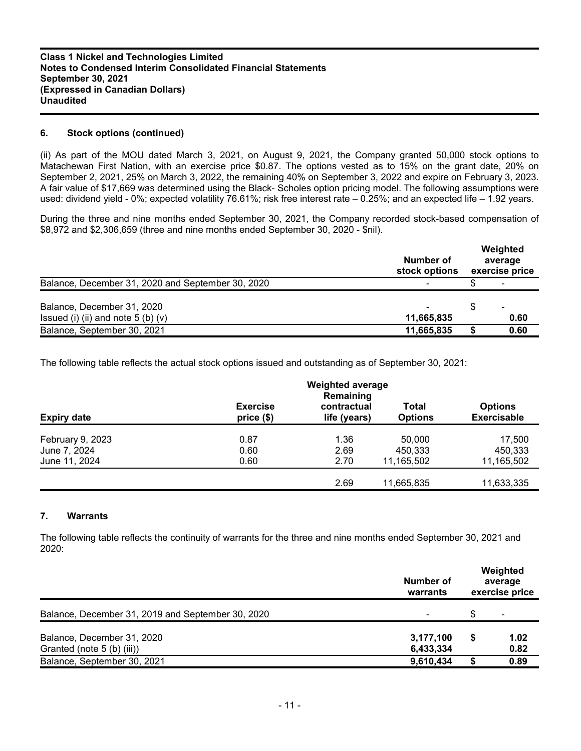## 6. Stock options (continued)

(ii) As part of the MOU dated March 3, 2021, on August 9, 2021, the Company granted 50,000 stock options to Matachewan First Nation, with an exercise price $0.87. The options vested as to 15% on the grant date, 20% on September 2, 2021, 25% on March 3, 2022, the remaining 40% on September 3, 2022 and expire on February 3, 2023. A fair value of $17,669 was determined using the Black- Scholes option pricing model. The following assumptions were used: dividend yield - 0%; expected volatility 76.61%; risk free interest rate – 0.25%; and an expected life – 1.92 years.

During the three and nine months ended September 30, 2021, the Company recorded stock-based compensation of $8,972 and $2,306,659 (three and nine months ended September 30, 2020 - $nil).

| | Number of stock options | Weighted average exercise price |
|---|---|---|
| Balance, December 31, 2020 and September 30, 2020 | - | $ - |
| Balance, December 31, 2020 | - | $ - |
| Issued (i) (ii) and note 5 (b) (v) | **11,665,835** | **0.60** |
| Balance, September 30, 2021 | **11,665,835** | **$ 0.60** |

The following table reflects the actual stock options issued and outstanding as of September 30, 2021:

| Expiry date | Exercise price ($) | Weighted average Remaining contractual life (years) | Total Options | Options Exercisable |
|---|---|---|---|---|
| February 9, 2023 | 0.87 | 1.36 | 50,000 | 17,500 |
| June 7, 2024 | 0.60 | 2.69 | 450,333 | 450,333 |
| June 11, 2024 | 0.60 | 2.70 | 11,165,502 | 11,165,502 |
| | | 2.69 | 11,665,835 | 11,633,335 |

## 7. Warrants

The following table reflects the continuity of warrants for the three and nine months ended September 30, 2021 and 2020:

| | Number of warrants | Weighted average exercise price |
|---|---|---|
| Balance, December 31, 2019 and September 30, 2020 | - | $ - |
| Balance, December 31, 2020 | **3,177,100** | **$ 1.02** |
| Granted (note 5 (b) (iii)) | **6,433,334** | **0.82** |
| Balance, September 30, 2021 | **9,610,434** | **$ 0.89** |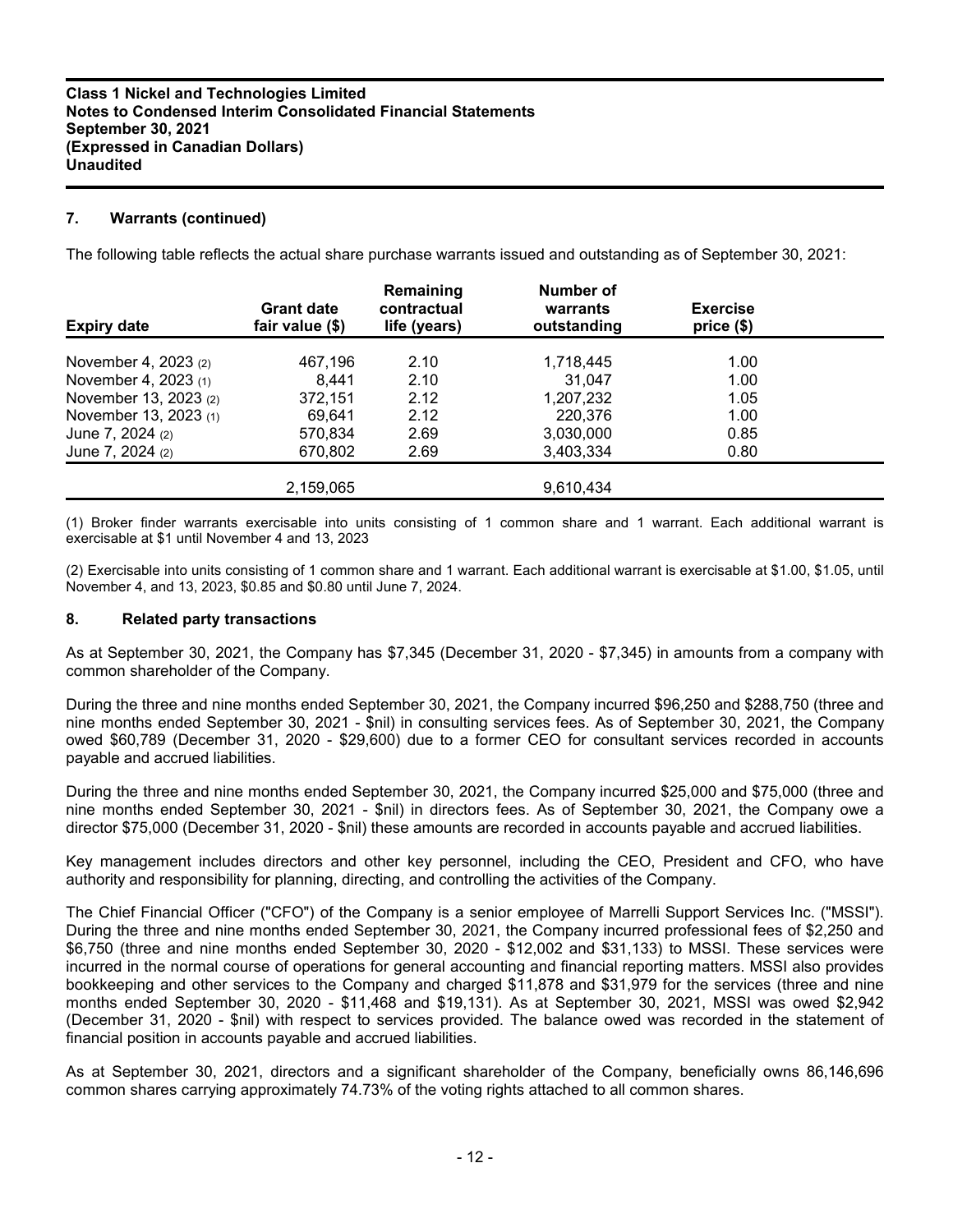## 7. Warrants (continued)

The following table reflects the actual share purchase warrants issued and outstanding as of September 30, 2021:

| Expiry date | Grant date fair value ($) | Remaining contractual life (years) | Number of warrants outstanding | Exercise price ($) |
|---|---|---|---|---|
| November 4, 2023 (2) | 467,196 | 2.10 | 1,718,445 | 1.00 |
| November 4, 2023 (1) | 8,441 | 2.10 | 31,047 | 1.00 |
| November 13, 2023 (2) | 372,151 | 2.12 | 1,207,232 | 1.05 |
| November 13, 2023 (1) | 69,641 | 2.12 | 220,376 | 1.00 |
| June 7, 2024 (2) | 570,834 | 2.69 | 3,030,000 | 0.85 |
| June 7, 2024 (2) | 670,802 | 2.69 | 3,403,334 | 0.80 |
| | 2,159,065 | | 9,610,434 | |

(1) Broker finder warrants exercisable into units consisting of 1 common share and 1 warrant. Each additional warrant is exercisable at $1 until November 4 and 13, 2023

(2) Exercisable into units consisting of 1 common share and 1 warrant. Each additional warrant is exercisable at $1.00, $1.05, until November 4, and 13, 2023, $0.85 and $0.80 until June 7, 2024.

## 8. Related party transactions

As at September 30, 2021, the Company has $7,345 (December 31, 2020 - $7,345) in amounts from a company with common shareholder of the Company.

During the three and nine months ended September 30, 2021, the Company incurred $96,250 and $288,750 (three and nine months ended September 30, 2021 - $nil) in consulting services fees. As of September 30, 2021, the Company owed $60,789 (December 31, 2020 - $29,600) due to a former CEO for consultant services recorded in accounts payable and accrued liabilities.

During the three and nine months ended September 30, 2021, the Company incurred $25,000 and $75,000 (three and nine months ended September 30, 2021 - $nil) in directors fees. As of September 30, 2021, the Company owe a director $75,000 (December 31, 2020 - $nil) these amounts are recorded in accounts payable and accrued liabilities.

Key management includes directors and other key personnel, including the CEO, President and CFO, who have authority and responsibility for planning, directing, and controlling the activities of the Company.

The Chief Financial Officer ("CFO") of the Company is a senior employee of Marrelli Support Services Inc. ("MSSI"). During the three and nine months ended September 30, 2021, the Company incurred professional fees of $2,250 and $6,750 (three and nine months ended September 30, 2020 - $12,002 and $31,133) to MSSI. These services were incurred in the normal course of operations for general accounting and financial reporting matters. MSSI also provides bookkeeping and other services to the Company and charged $11,878 and $31,979 for the services (three and nine months ended September 30, 2020 - $11,468 and $19,131). As at September 30, 2021, MSSI was owed $2,942 (December 31, 2020 - $nil) with respect to services provided. The balance owed was recorded in the statement of financial position in accounts payable and accrued liabilities.

As at September 30, 2021, directors and a significant shareholder of the Company, beneficially owns 86,146,696 common shares carrying approximately 74.73% of the voting rights attached to all common shares.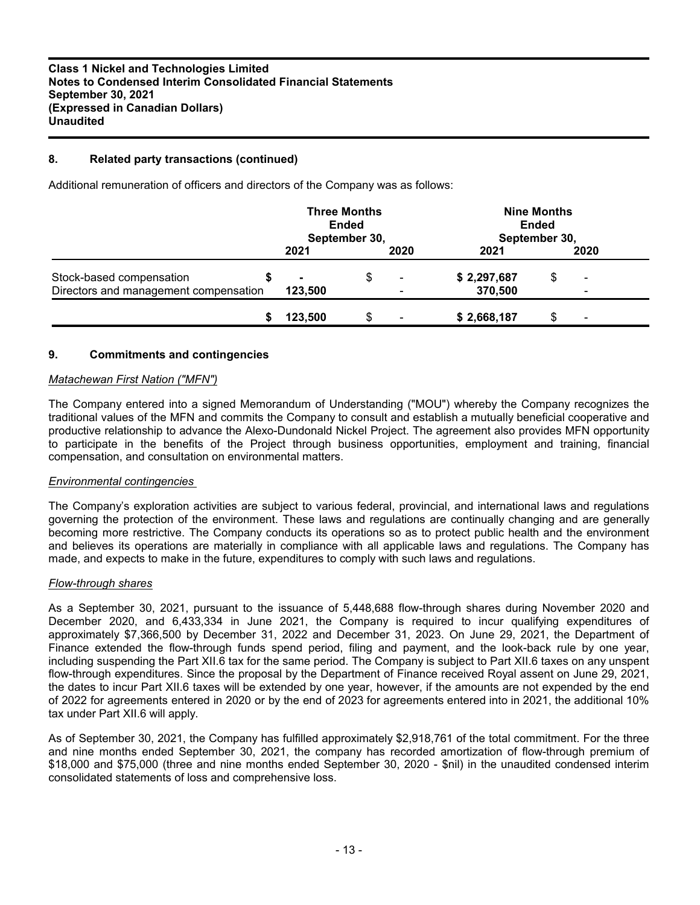## 8. Related party transactions (continued)

Additional remuneration of officers and directors of the Company was as follows:

| | Three Months Ended September 30, | | Nine Months Ended September 30, | |
|---|---|---|---|---|
| | 2021 | 2020 | 2021 | 2020 |
| Stock-based compensation | $ - | $ - | $ 2,297,687 | $ - |
| Directors and management compensation | 123,500 | - | 370,500 | - |
| | $ 123,500 | $ - | $ 2,668,187 | $ - |

## 9. Commitments and contingencies

*Matachewan First Nation ("MFN")*

The Company entered into a signed Memorandum of Understanding ("MOU") whereby the Company recognizes the traditional values of the MFN and commits the Company to consult and establish a mutually beneficial cooperative and productive relationship to advance the Alexo-Dundonald Nickel Project. The agreement also provides MFN opportunity to participate in the benefits of the Project through business opportunities, employment and training, financial compensation, and consultation on environmental matters.

*Environmental contingencies*

The Company's exploration activities are subject to various federal, provincial, and international laws and regulations governing the protection of the environment. These laws and regulations are continually changing and are generally becoming more restrictive. The Company conducts its operations so as to protect public health and the environment and believes its operations are materially in compliance with all applicable laws and regulations. The Company has made, and expects to make in the future, expenditures to comply with such laws and regulations.

*Flow-through shares*

As a September 30, 2021, pursuant to the issuance of 5,448,688 flow-through shares during November 2020 and December 2020, and 6,433,334 in June 2021, the Company is required to incur qualifying expenditures of approximately $7,366,500 by December 31, 2022 and December 31, 2023. On June 29, 2021, the Department of Finance extended the flow-through funds spend period, filing and payment, and the look-back rule by one year, including suspending the Part XII.6 tax for the same period. The Company is subject to Part XII.6 taxes on any unspent flow-through expenditures. Since the proposal by the Department of Finance received Royal assent on June 29, 2021, the dates to incur Part XII.6 taxes will be extended by one year, however, if the amounts are not expended by the end of 2022 for agreements entered in 2020 or by the end of 2023 for agreements entered into in 2021, the additional 10% tax under Part XII.6 will apply.

As of September 30, 2021, the Company has fulfilled approximately $2,918,761 of the total commitment. For the three and nine months ended September 30, 2021, the company has recorded amortization of flow-through premium of $18,000 and $75,000 (three and nine months ended September 30, 2020 - $nil) in the unaudited condensed interim consolidated statements of loss and comprehensive loss.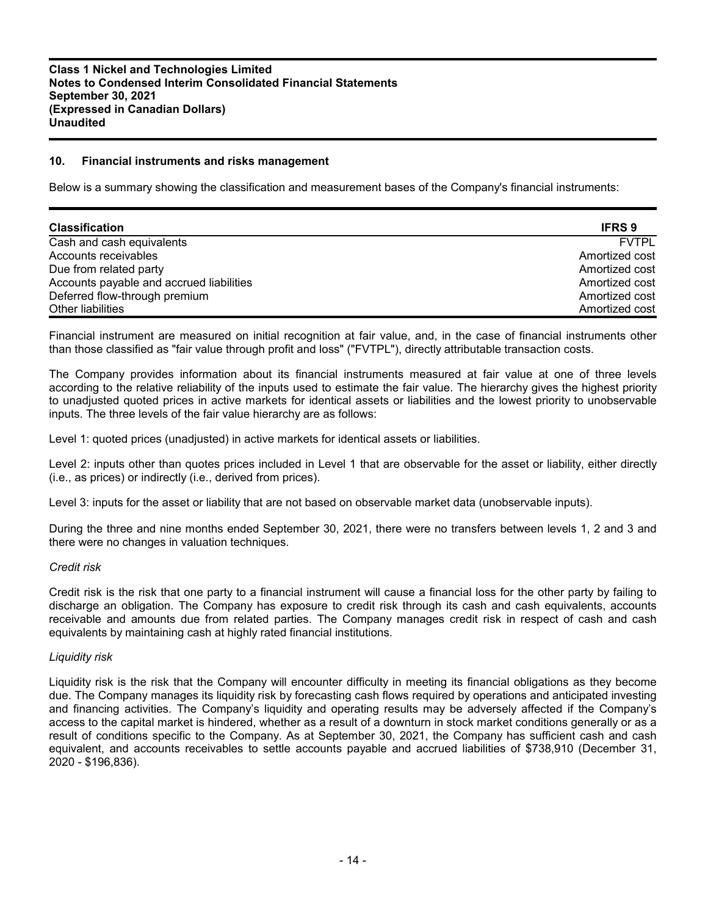## 10. Financial instruments and risks management

Below is a summary showing the classification and measurement bases of the Company's financial instruments:

| Classification | IFRS 9 |
|---|---|
| Cash and cash equivalents | FVTPL |
| Accounts receivables | Amortized cost |
| Due from related party | Amortized cost |
| Accounts payable and accrued liabilities | Amortized cost |
| Deferred flow-through premium | Amortized cost |
| Other liabilities | Amortized cost |

Financial instrument are measured on initial recognition at fair value, and, in the case of financial instruments other than those classified as "fair value through profit and loss" ("FVTPL"), directly attributable transaction costs.

The Company provides information about its financial instruments measured at fair value at one of three levels according to the relative reliability of the inputs used to estimate the fair value. The hierarchy gives the highest priority to unadjusted quoted prices in active markets for identical assets or liabilities and the lowest priority to unobservable inputs. The three levels of the fair value hierarchy are as follows:

Level 1: quoted prices (unadjusted) in active markets for identical assets or liabilities.

Level 2: inputs other than quotes prices included in Level 1 that are observable for the asset or liability, either directly (i.e., as prices) or indirectly (i.e., derived from prices).

Level 3: inputs for the asset or liability that are not based on observable market data (unobservable inputs).

During the three and nine months ended September 30, 2021, there were no transfers between levels 1, 2 and 3 and there were no changes in valuation techniques.

*Credit risk*

Credit risk is the risk that one party to a financial instrument will cause a financial loss for the other party by failing to discharge an obligation. The Company has exposure to credit risk through its cash and cash equivalents, accounts receivable and amounts due from related parties. The Company manages credit risk in respect of cash and cash equivalents by maintaining cash at highly rated financial institutions.

*Liquidity risk*

Liquidity risk is the risk that the Company will encounter difficulty in meeting its financial obligations as they become due. The Company manages its liquidity risk by forecasting cash flows required by operations and anticipated investing and financing activities. The Company's liquidity and operating results may be adversely affected if the Company's access to the capital market is hindered, whether as a result of a downturn in stock market conditions generally or as a result of conditions specific to the Company. As at September 30, 2021, the Company has sufficient cash and cash equivalent, and accounts receivables to settle accounts payable and accrued liabilities of $738,910 (December 31, 2020 - $196,836).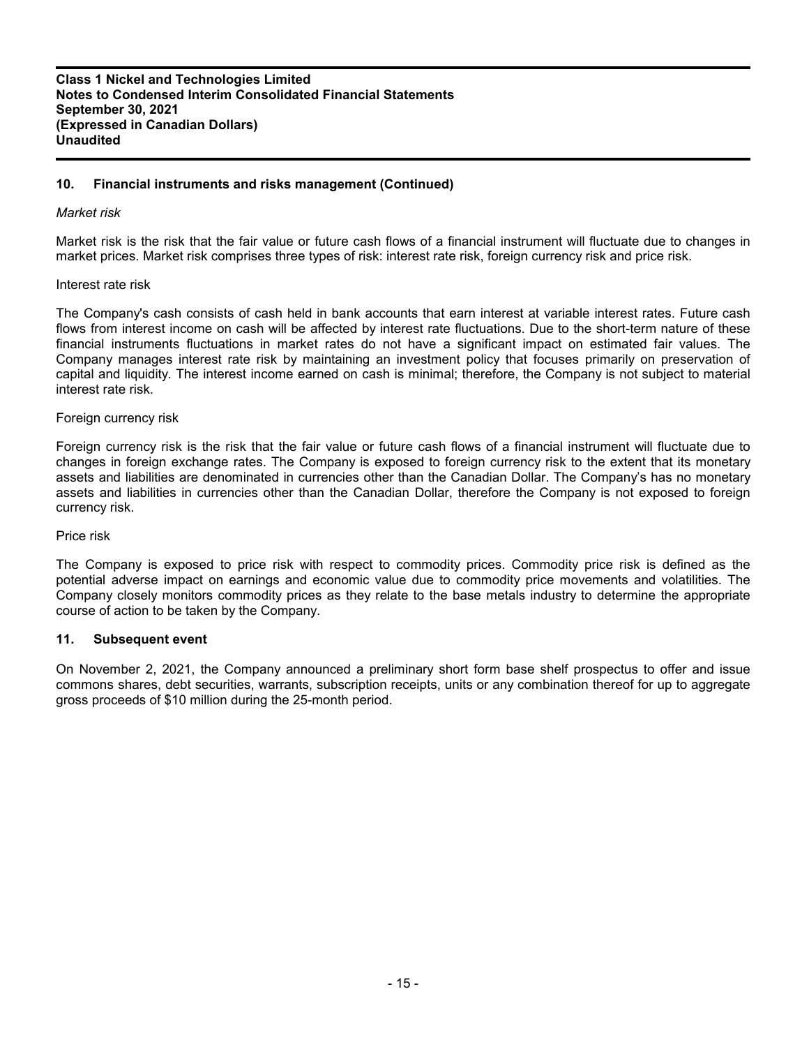## 10. Financial instruments and risks management (Continued)

*Market risk*

Market risk is the risk that the fair value or future cash flows of a financial instrument will fluctuate due to changes in market prices. Market risk comprises three types of risk: interest rate risk, foreign currency risk and price risk.

Interest rate risk

The Company's cash consists of cash held in bank accounts that earn interest at variable interest rates. Future cash flows from interest income on cash will be affected by interest rate fluctuations. Due to the short-term nature of these financial instruments fluctuations in market rates do not have a significant impact on estimated fair values. The Company manages interest rate risk by maintaining an investment policy that focuses primarily on preservation of capital and liquidity. The interest income earned on cash is minimal; therefore, the Company is not subject to material interest rate risk.

Foreign currency risk

Foreign currency risk is the risk that the fair value or future cash flows of a financial instrument will fluctuate due to changes in foreign exchange rates. The Company is exposed to foreign currency risk to the extent that its monetary assets and liabilities are denominated in currencies other than the Canadian Dollar. The Company's has no monetary assets and liabilities in currencies other than the Canadian Dollar, therefore the Company is not exposed to foreign currency risk.

Price risk

The Company is exposed to price risk with respect to commodity prices. Commodity price risk is defined as the potential adverse impact on earnings and economic value due to commodity price movements and volatilities. The Company closely monitors commodity prices as they relate to the base metals industry to determine the appropriate course of action to be taken by the Company.

## 11. Subsequent event

On November 2, 2021, the Company announced a preliminary short form base shelf prospectus to offer and issue commons shares, debt securities, warrants, subscription receipts, units or any combination thereof for up to aggregate gross proceeds of $10 million during the 25-month period.